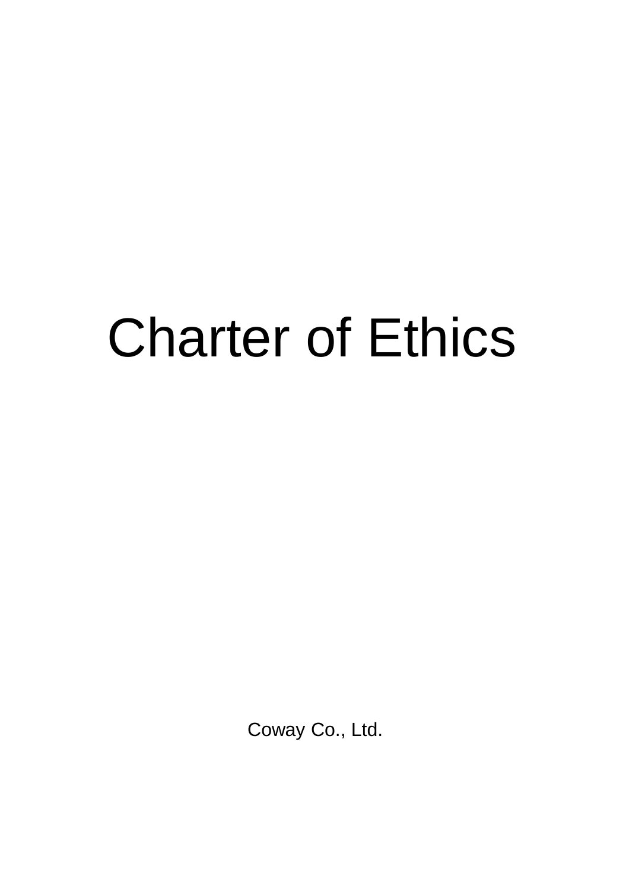# Charter of Ethics

Coway Co., Ltd.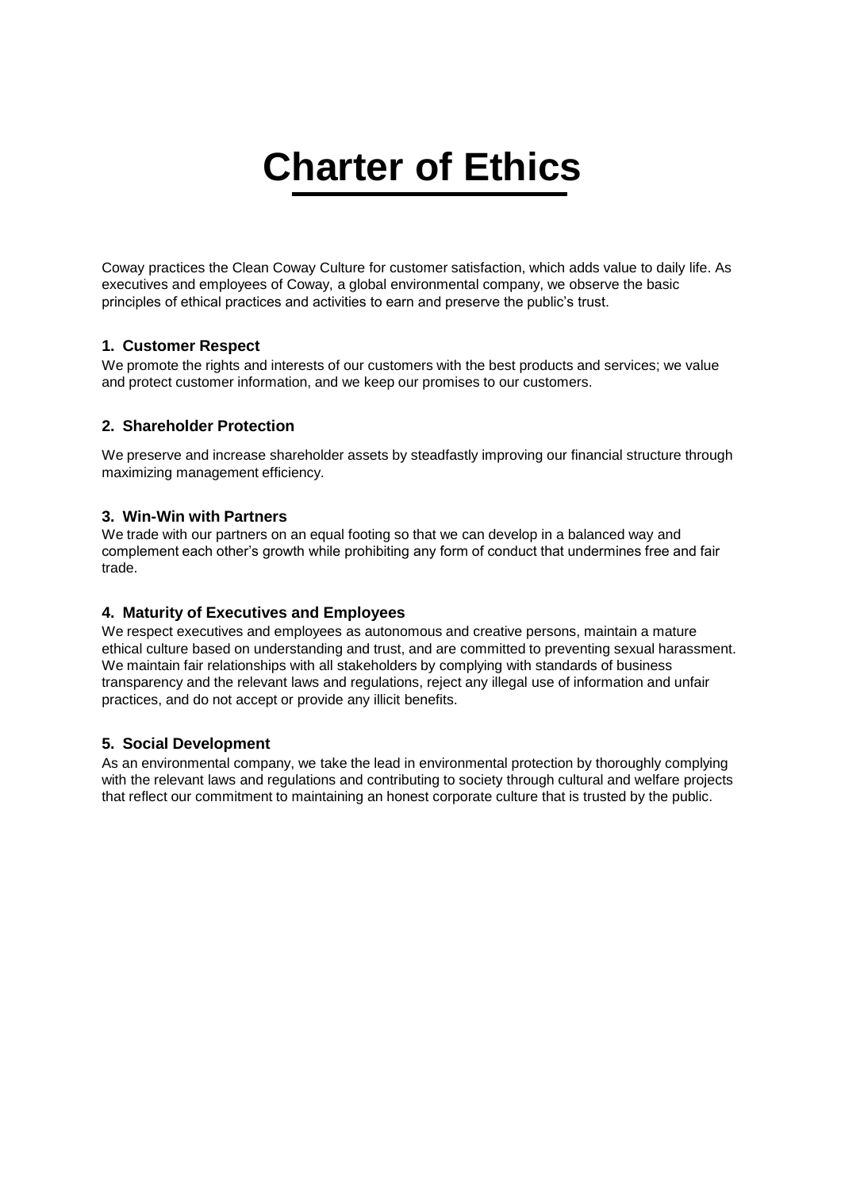# Charter of Ethics

Coway practices the Clean Coway Culture for customer satisfaction, which adds value to daily life. As executives and employees of Coway, a global environmental company, we observe the basic principles of ethical practices and activities to earn and preserve the public's trust.

### 1. Customer Respect

We promote the rights and interests of our customers with the best products and services; we value and protect customer information, and we keep our promises to our customers.

### 2. Shareholder Protection

We preserve and increase shareholder assets by steadfastly improving our financial structure through maximizing management efficiency.

### 3. Win-Win with Partners

We trade with our partners on an equal footing so that we can develop in a balanced way and complement each other's growth while prohibiting any form of conduct that undermines free and fair trade.

### 4. Maturity of Executives and Employees

We respect executives and employees as autonomous and creative persons, maintain a mature ethical culture based on understanding and trust, and are committed to preventing sexual harassment. We maintain fair relationships with all stakeholders by complying with standards of business transparency and the relevant laws and regulations, reject any illegal use of information and unfair practices, and do not accept or provide any illicit benefits.

### 5. Social Development

As an environmental company, we take the lead in environmental protection by thoroughly complying with the relevant laws and regulations and contributing to society through cultural and welfare projects that reflect our commitment to maintaining an honest corporate culture that is trusted by the public.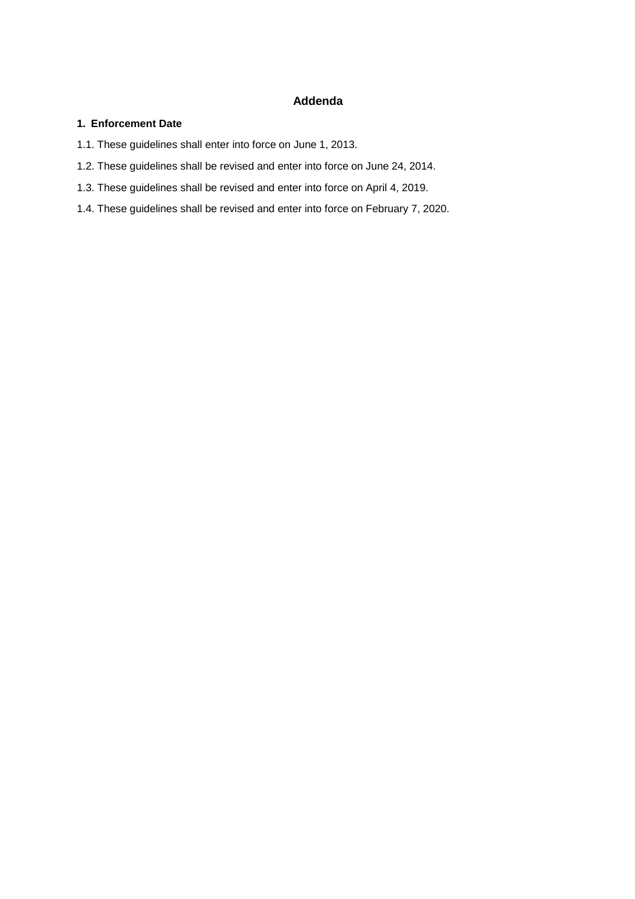## Addenda

**1. Enforcement Date**

1.1. These guidelines shall enter into force on June 1, 2013.

1.2. These guidelines shall be revised and enter into force on June 24, 2014.

1.3. These guidelines shall be revised and enter into force on April 4, 2019.

1.4. These guidelines shall be revised and enter into force on February 7, 2020.